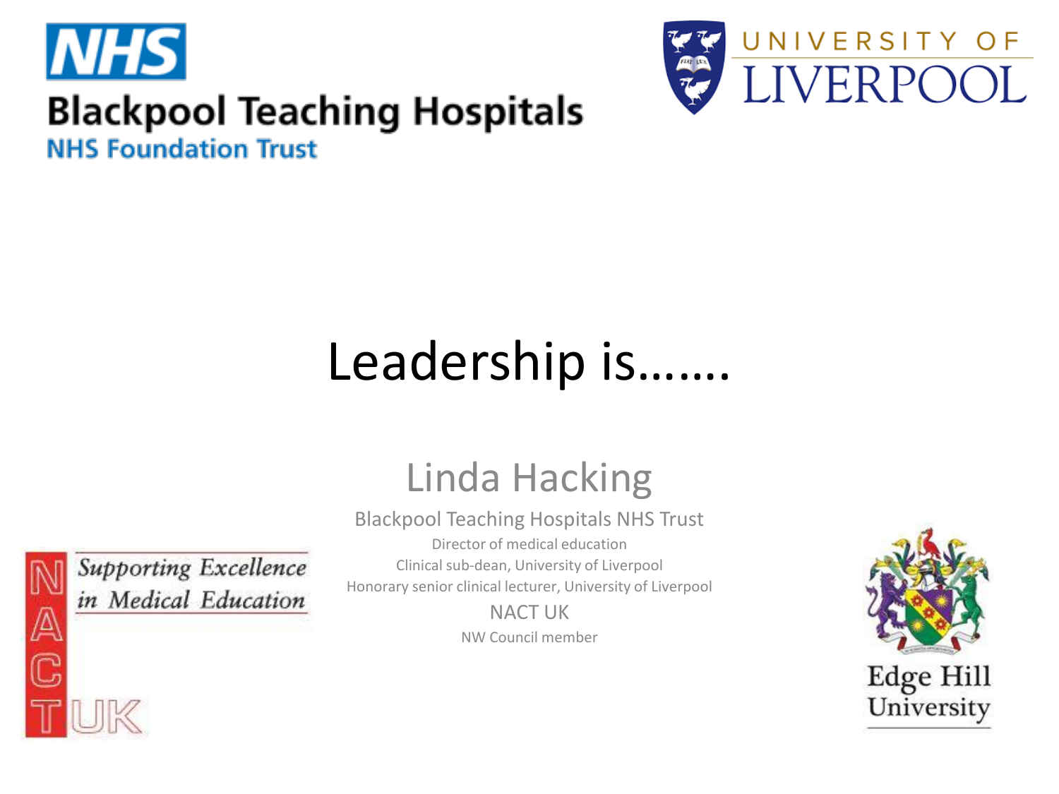NHS

Blackpool Teaching Hospitals

NHS Foundation Trust

UNIVERSITY OF LIVERPOOL

# Leadership is…….

## Linda Hacking

Blackpool Teaching Hospitals NHS Trust

Director of medical education

Clinical sub-dean, University of Liverpool

Honorary senior clinical lecturer, University of Liverpool

NACT UK

NW Council member

NACT UK

*Supporting Excellence in Medical Education*

Edge Hill University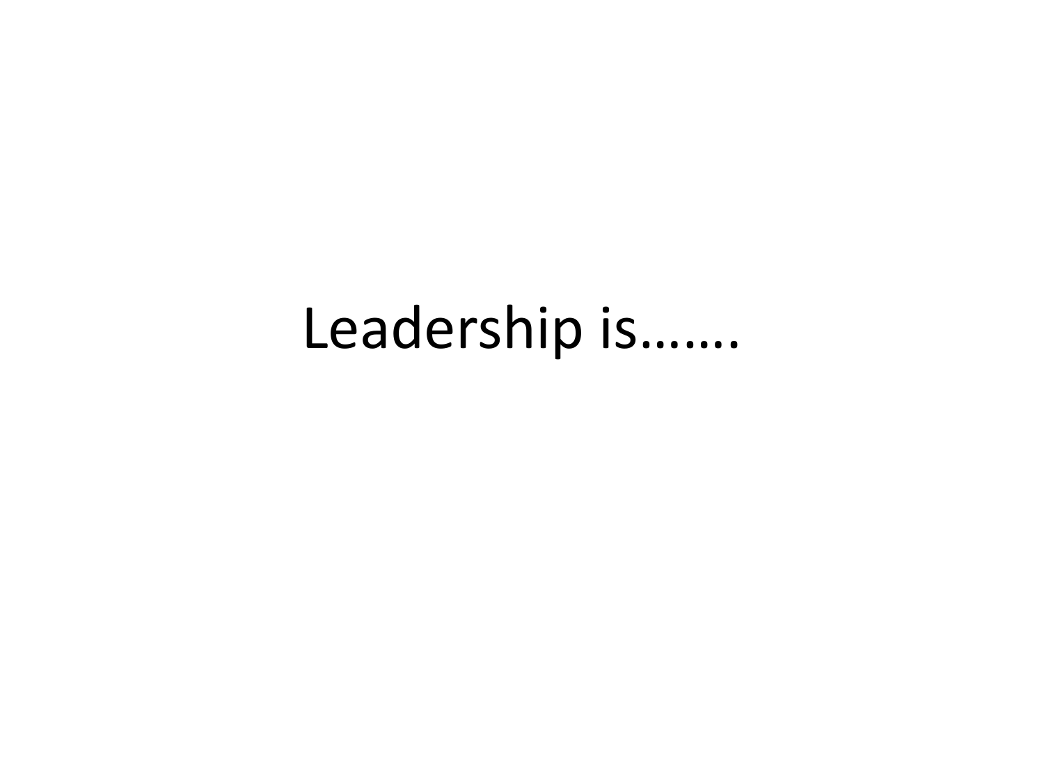Leadership is…….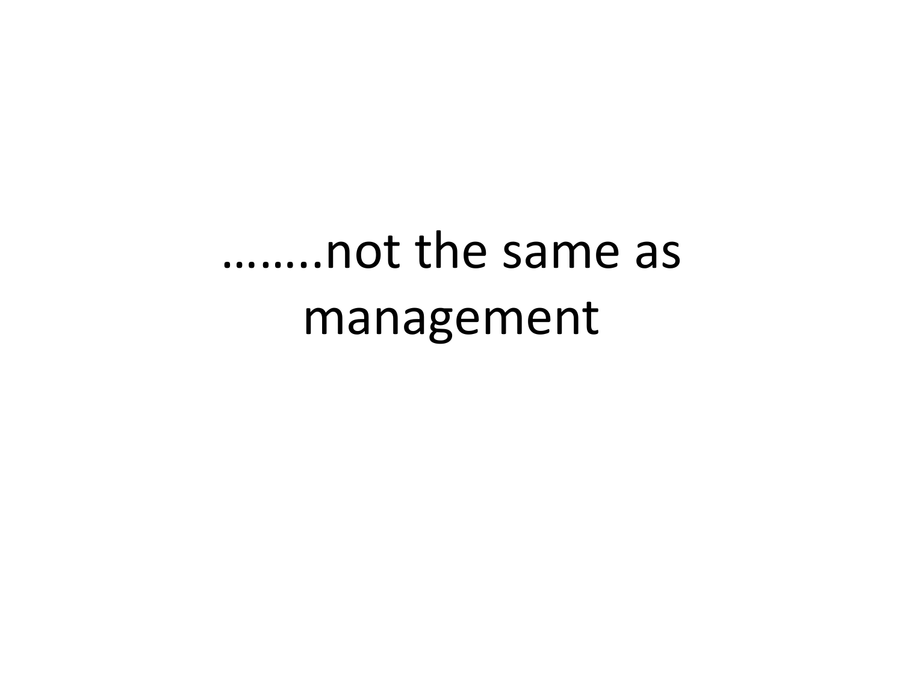# ……..not the same as management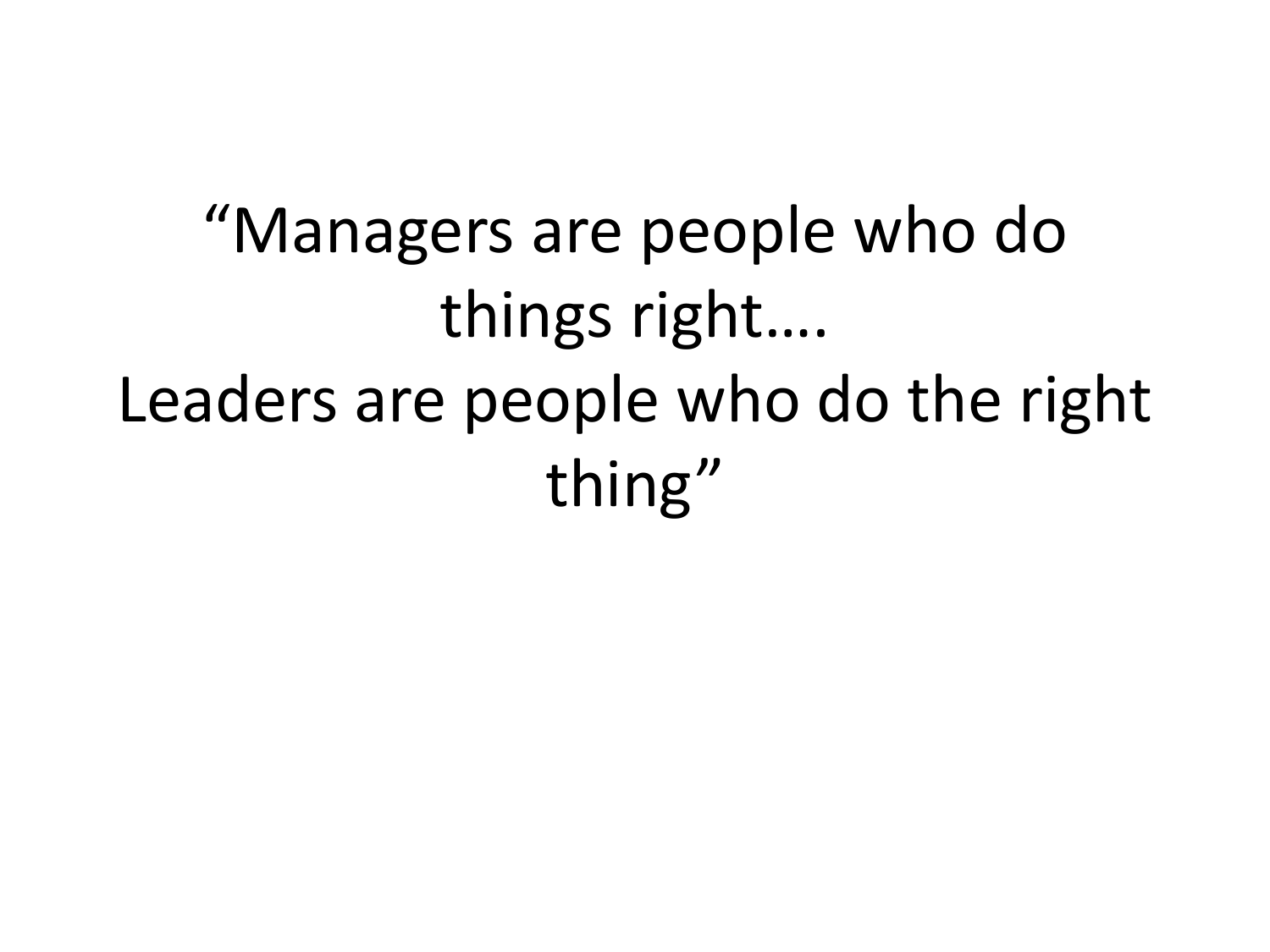“Managers are people who do things right….
Leaders are people who do the right thing”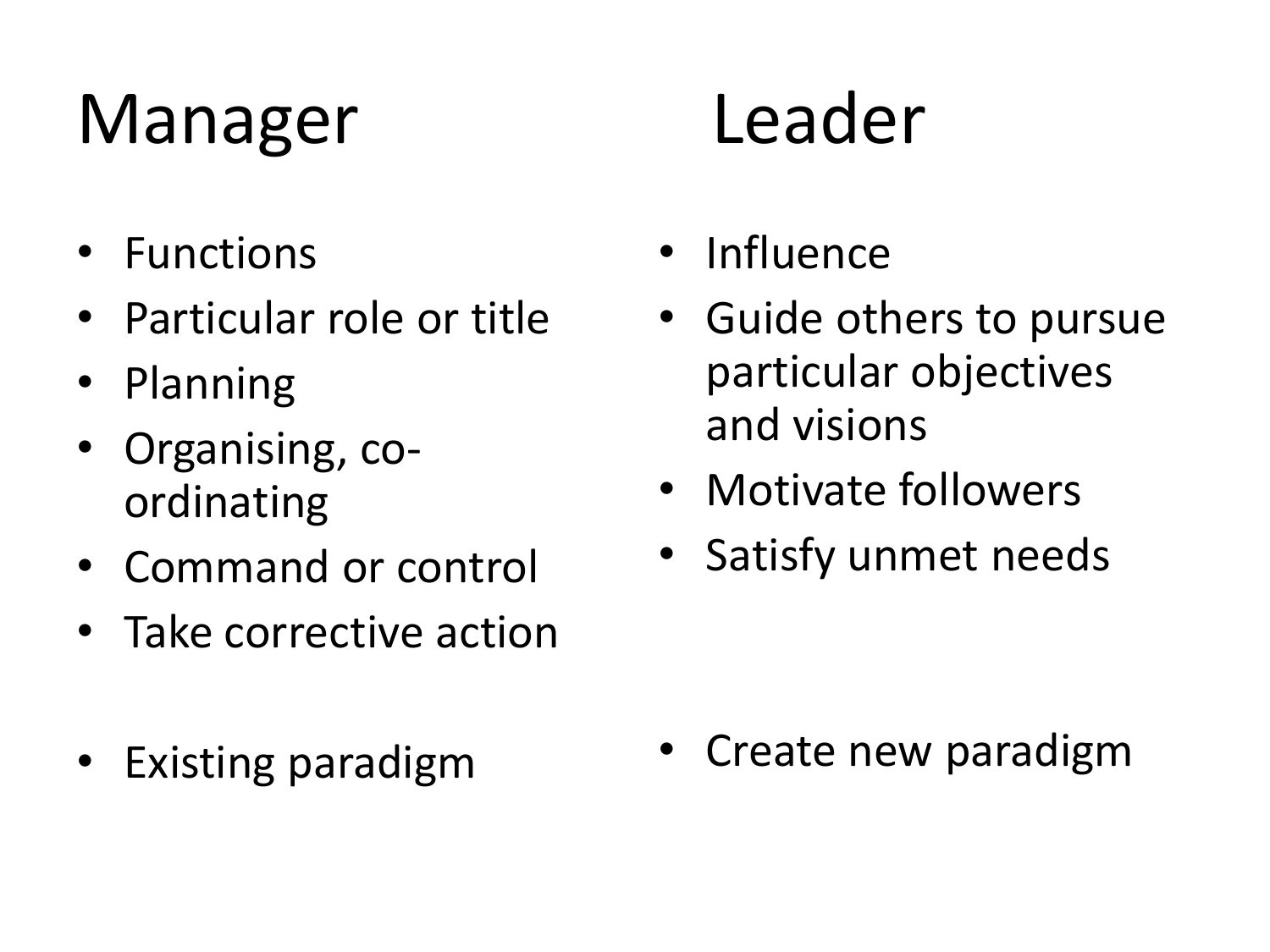## Manager

- Functions
- Particular role or title
- Planning
- Organising, co-ordinating
- Command or control
- Take corrective action

- Existing paradigm

## Leader

- Influence
- Guide others to pursue particular objectives and visions
- Motivate followers
- Satisfy unmet needs

- Create new paradigm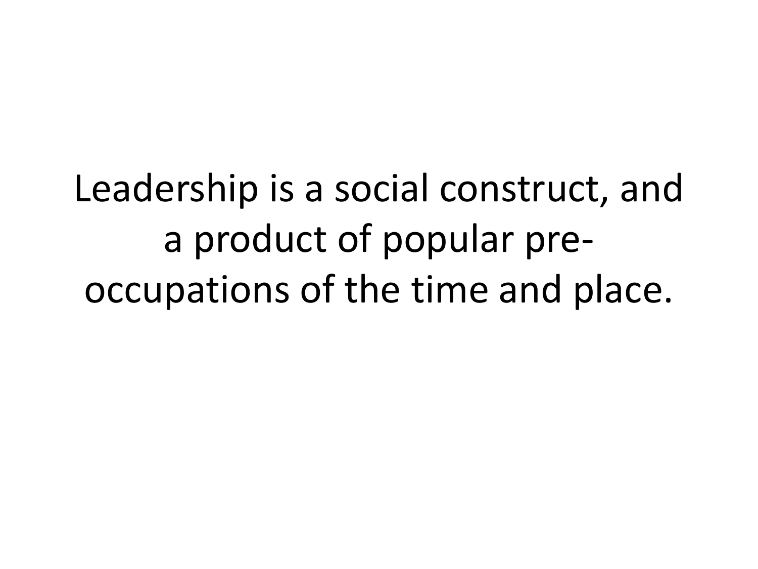Leadership is a social construct, and a product of popular pre-occupations of the time and place.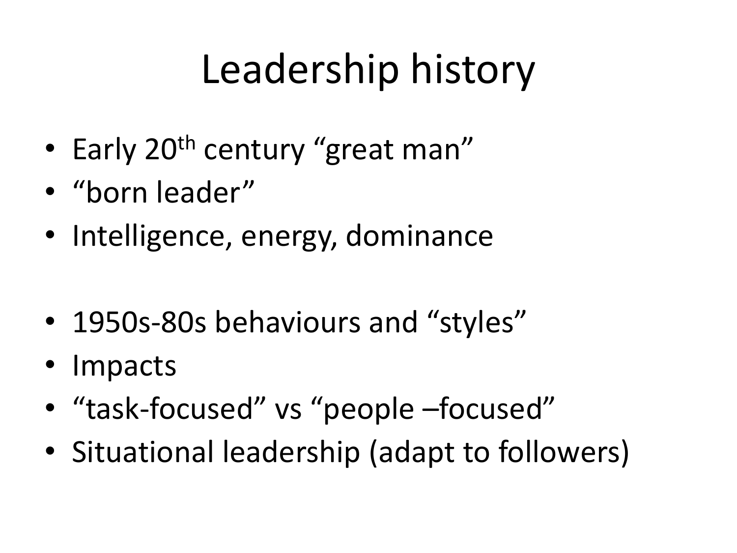# Leadership history

- Early 20th century "great man"
- "born leader"
- Intelligence, energy, dominance

- 1950s-80s behaviours and "styles"
- Impacts
- "task-focused" vs "people –focused"
- Situational leadership (adapt to followers)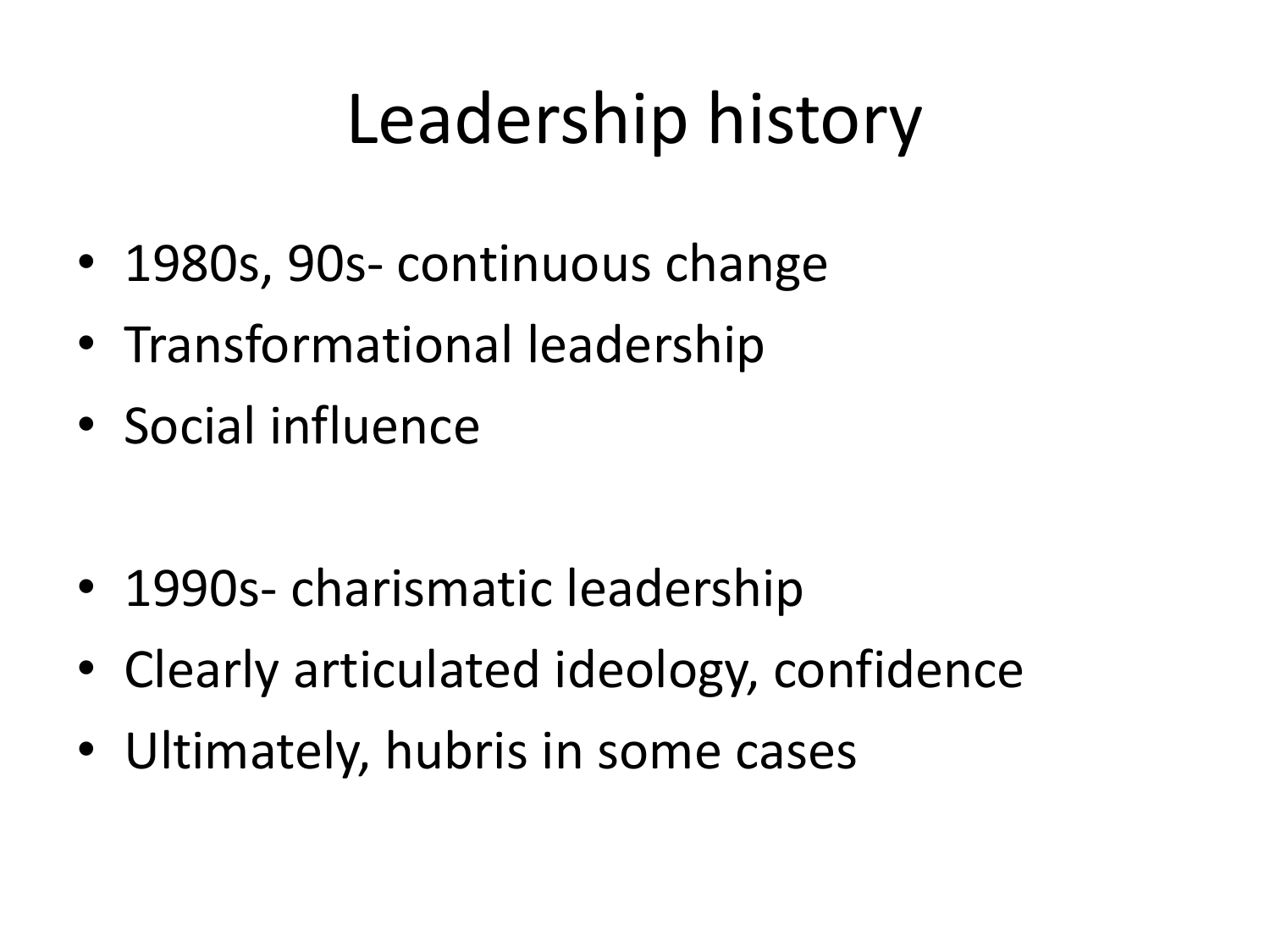# Leadership history

- 1980s, 90s- continuous change
- Transformational leadership
- Social influence

- 1990s- charismatic leadership
- Clearly articulated ideology, confidence
- Ultimately, hubris in some cases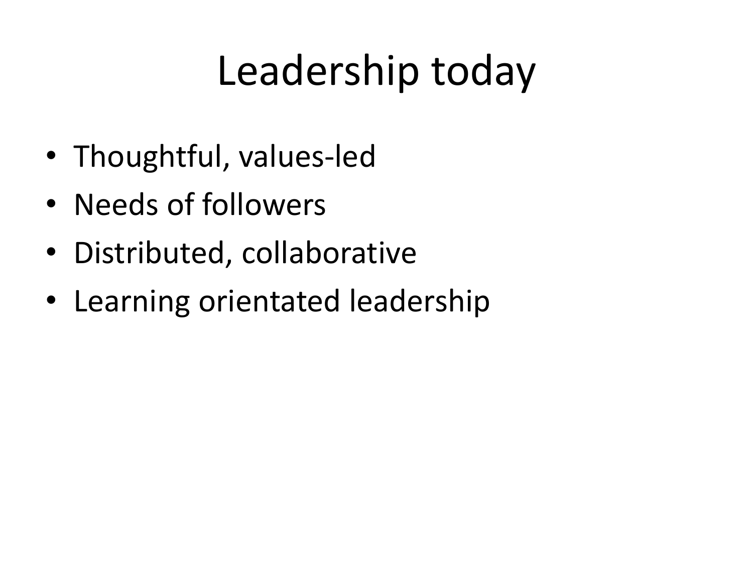# Leadership today

- Thoughtful, values-led
- Needs of followers
- Distributed, collaborative
- Learning orientated leadership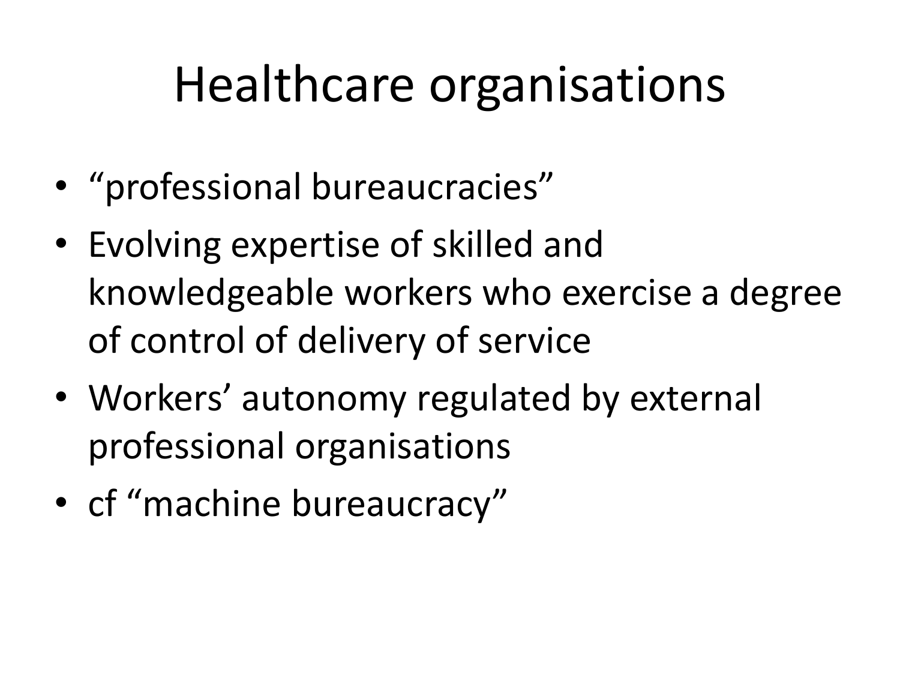# Healthcare organisations

- “professional bureaucracies”
- Evolving expertise of skilled and knowledgeable workers who exercise a degree of control of delivery of service
- Workers’ autonomy regulated by external professional organisations
- cf “machine bureaucracy”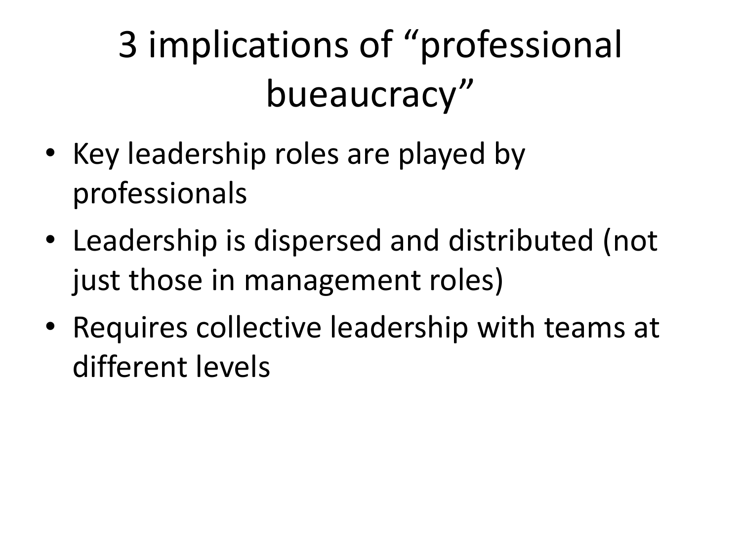# 3 implications of “professional bueaucracy”

- Key leadership roles are played by professionals
- Leadership is dispersed and distributed (not just those in management roles)
- Requires collective leadership with teams at different levels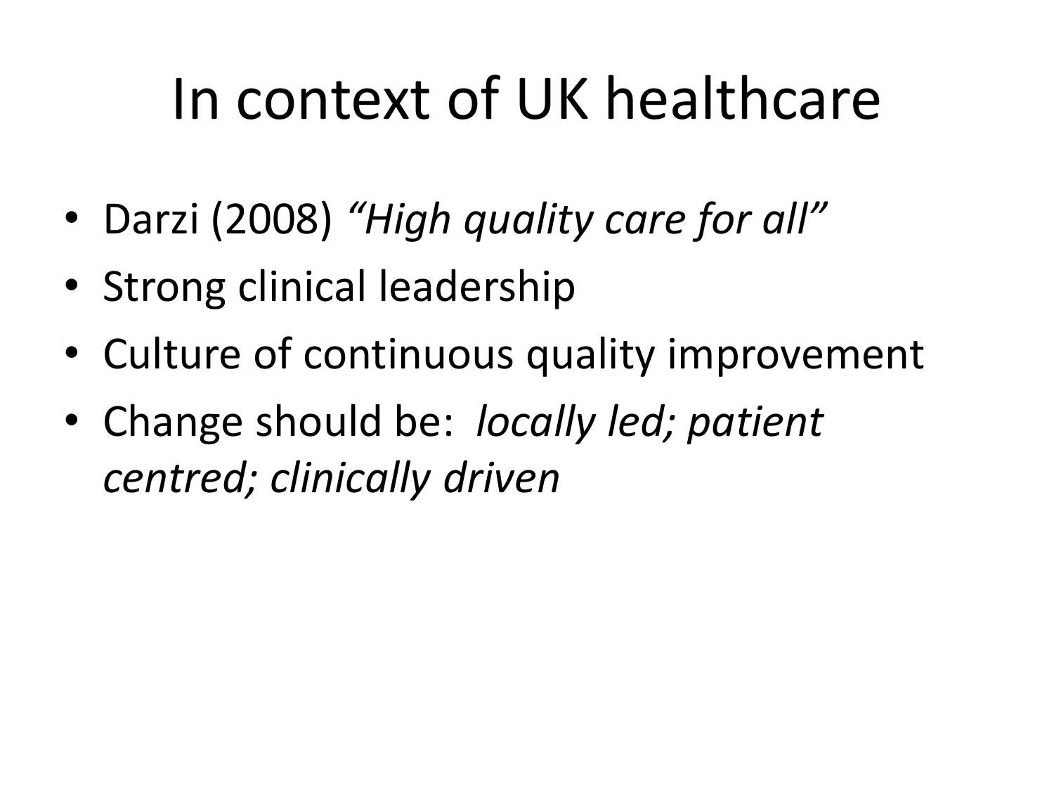# In context of UK healthcare

- Darzi (2008) *"High quality care for all"*
- Strong clinical leadership
- Culture of continuous quality improvement
- Change should be: *locally led; patient centred; clinically driven*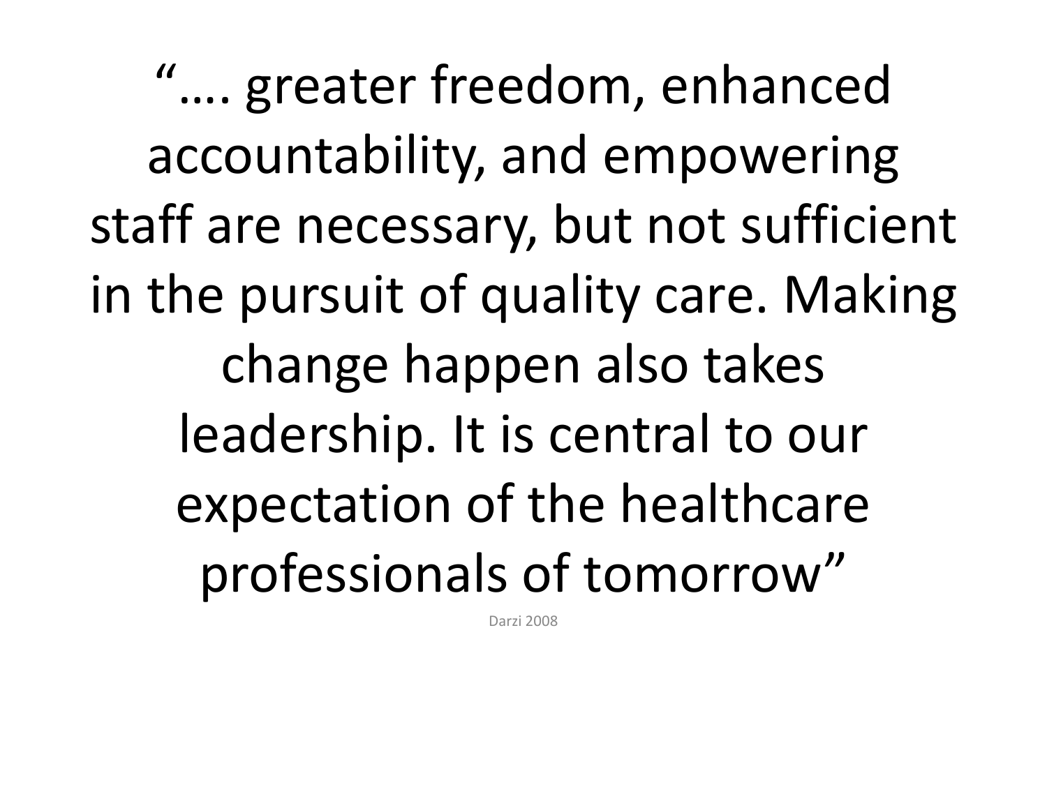"…. greater freedom, enhanced accountability, and empowering staff are necessary, but not sufficient in the pursuit of quality care. Making change happen also takes leadership. It is central to our expectation of the healthcare professionals of tomorrow"

Darzi 2008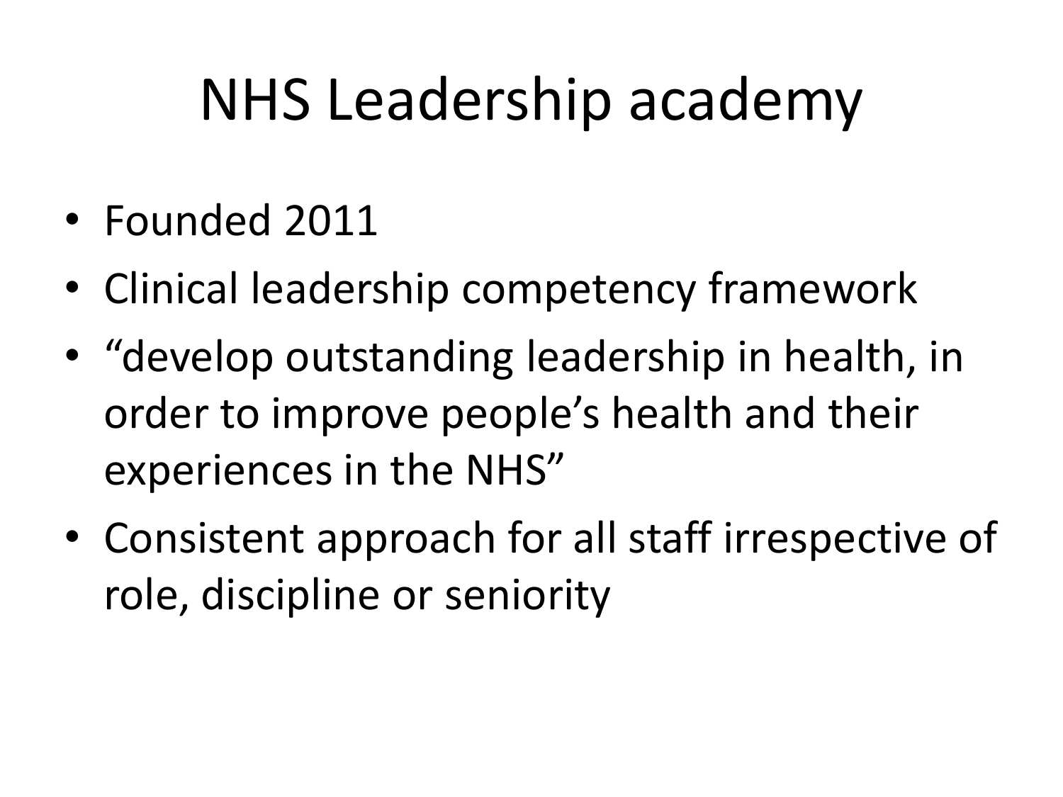# NHS Leadership academy

- Founded 2011
- Clinical leadership competency framework
- "develop outstanding leadership in health, in order to improve people's health and their experiences in the NHS"
- Consistent approach for all staff irrespective of role, discipline or seniority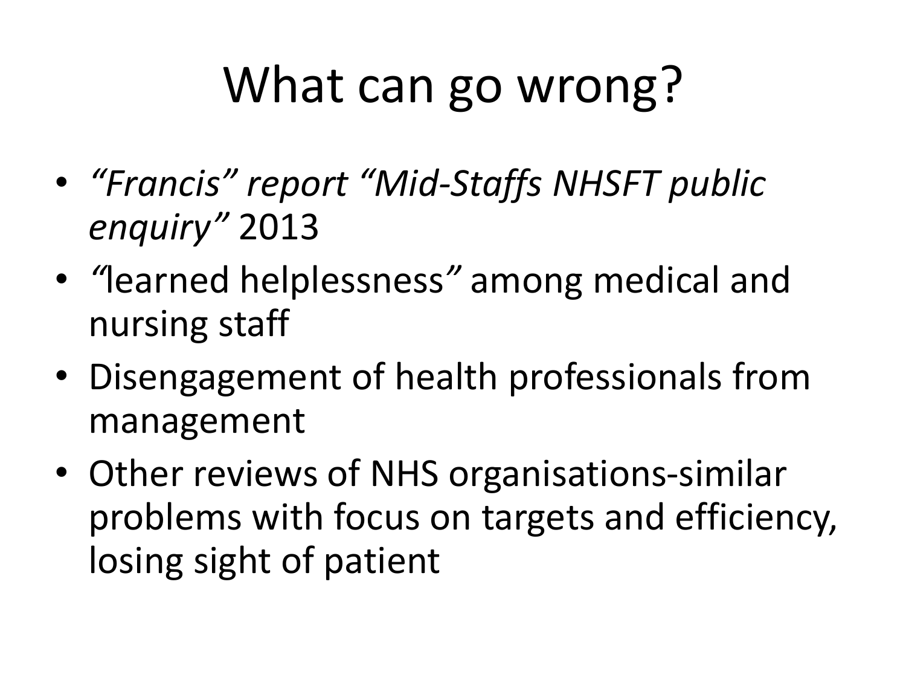# What can go wrong?

- *"Francis" report "Mid-Staffs NHSFT public enquiry"* 2013
- *"*learned helplessness*"* among medical and nursing staff
- Disengagement of health professionals from management
- Other reviews of NHS organisations-similar problems with focus on targets and efficiency, losing sight of patient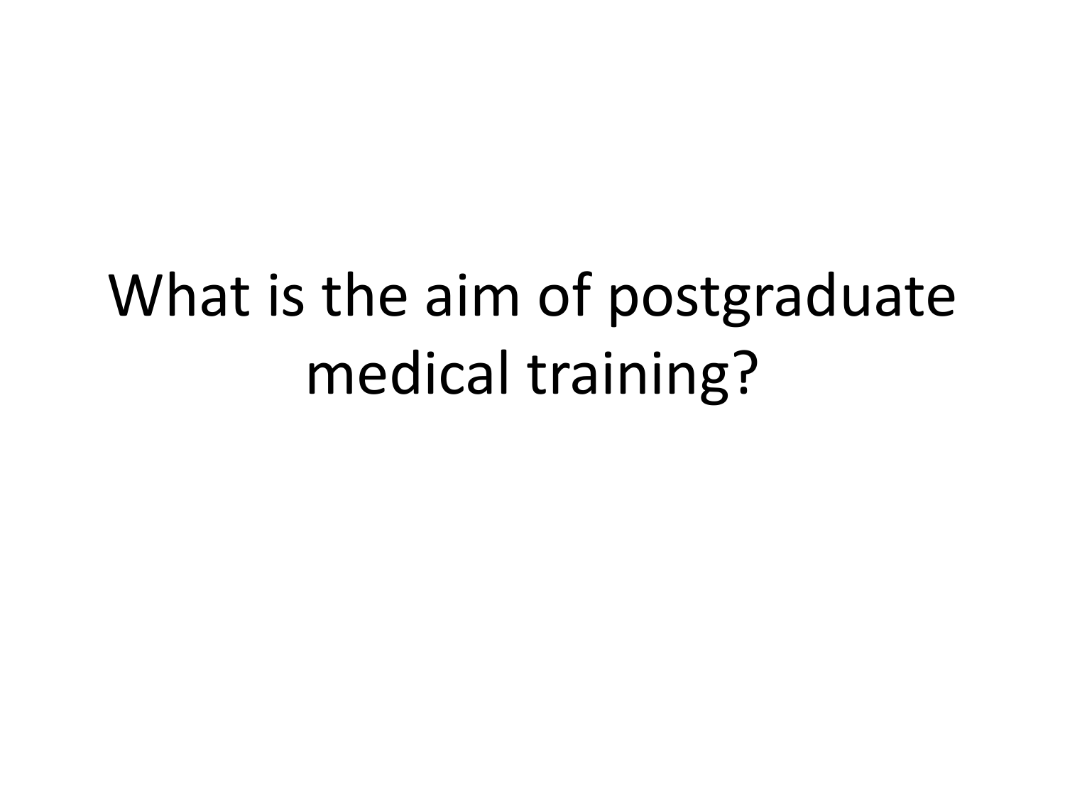# What is the aim of postgraduate medical training?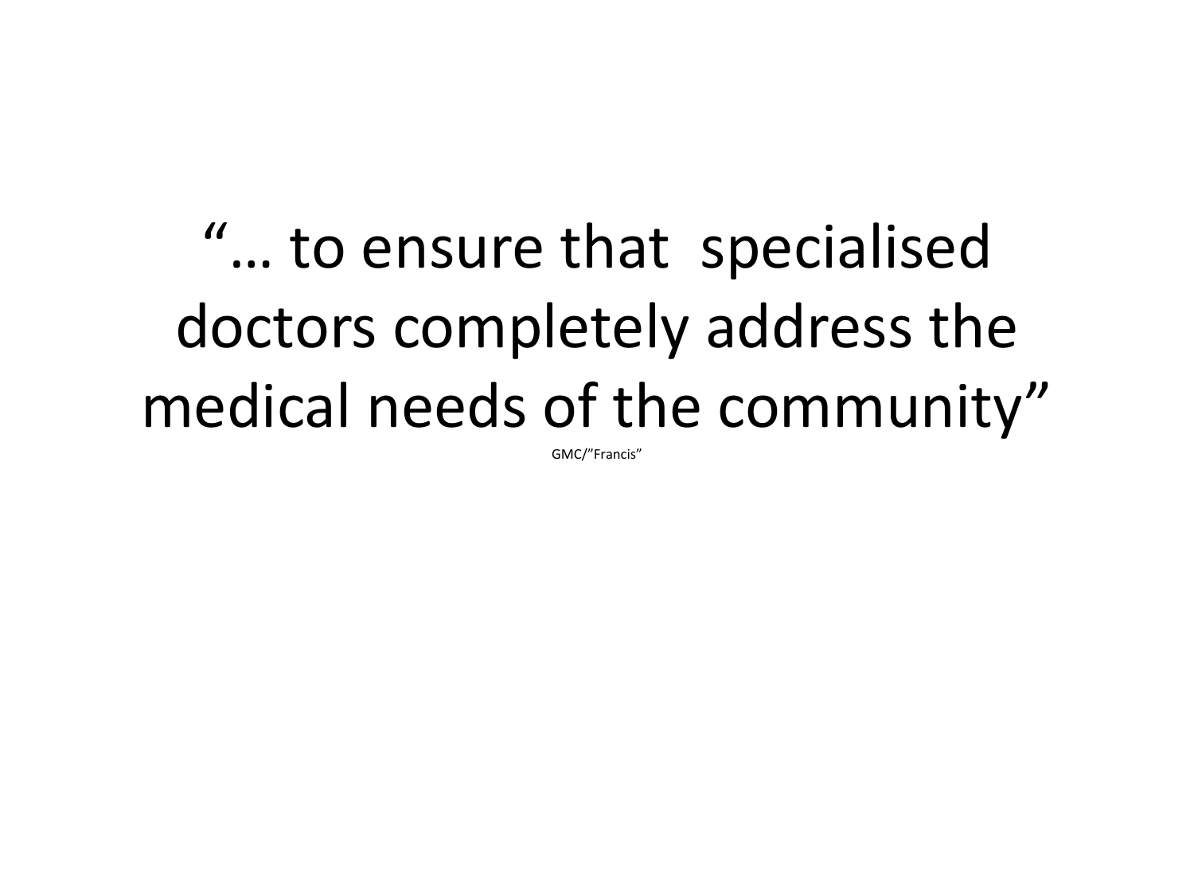"… to ensure that  specialised doctors completely address the medical needs of the community"

GMC/"Francis"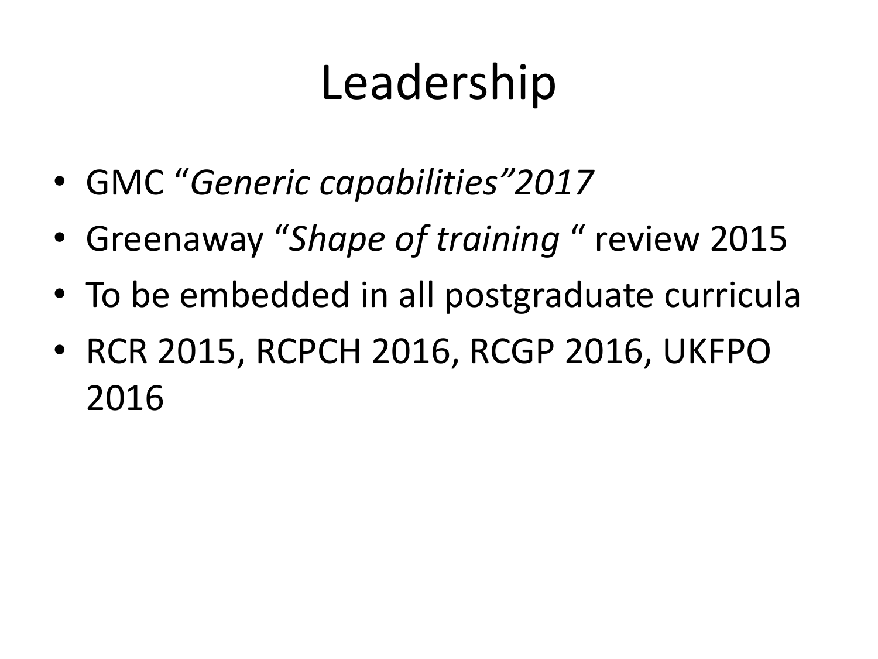# Leadership

- GMC "*Generic capabilities"2017*
- Greenaway "*Shape of training* " review 2015
- To be embedded in all postgraduate curricula
- RCR 2015, RCPCH 2016, RCGP 2016, UKFPO 2016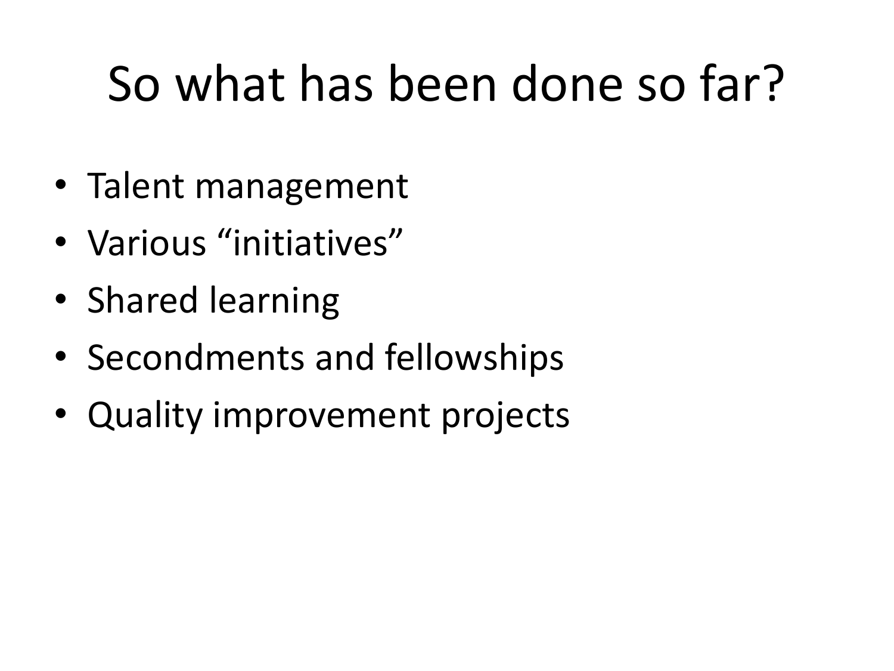# So what has been done so far?

- Talent management
- Various “initiatives”
- Shared learning
- Secondments and fellowships
- Quality improvement projects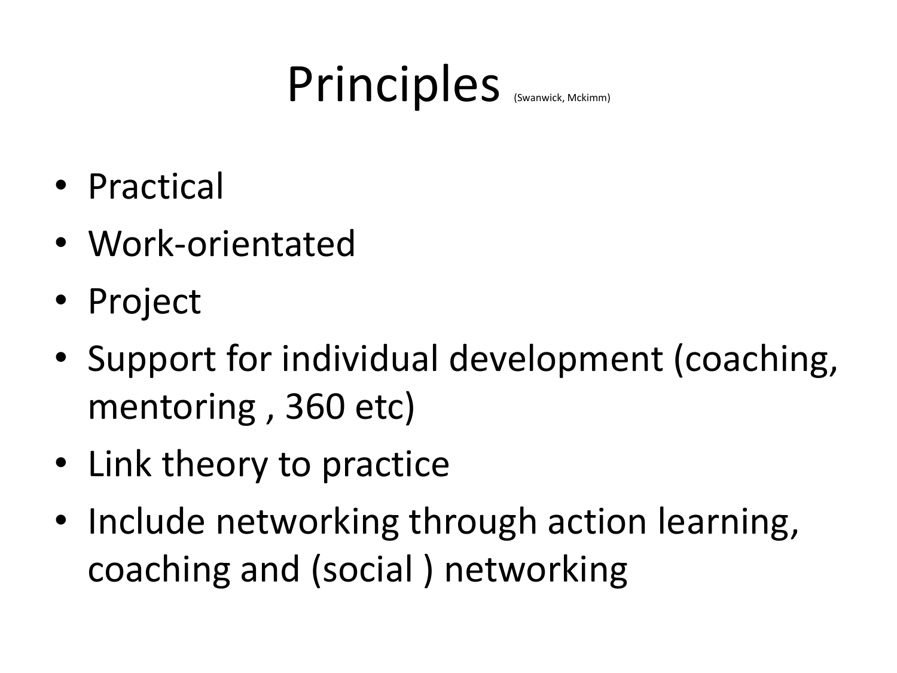# Principles (Swanwick, Mckimm)

- Practical
- Work-orientated
- Project
- Support for individual development (coaching, mentoring , 360 etc)
- Link theory to practice
- Include networking through action learning, coaching and (social ) networking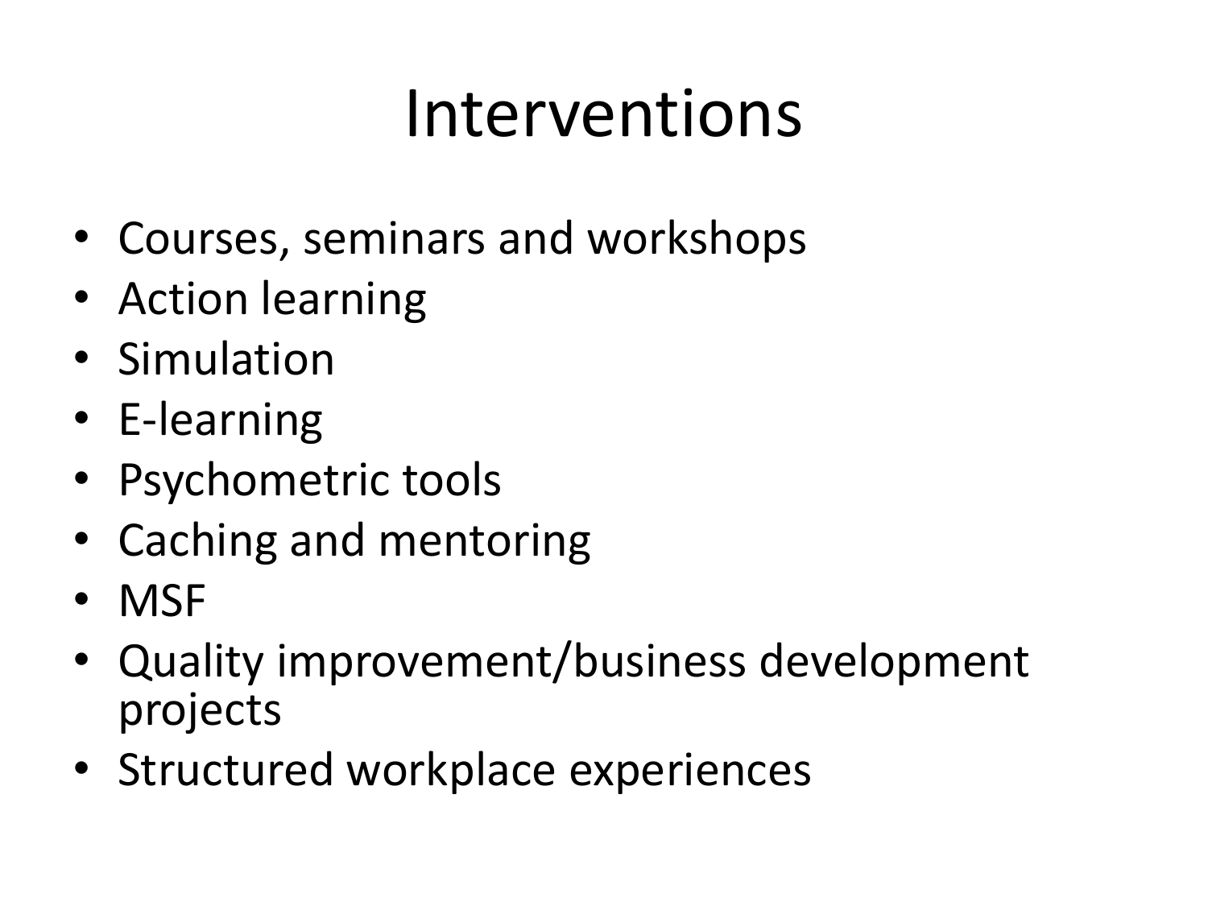# Interventions

- Courses, seminars and workshops
- Action learning
- Simulation
- E-learning
- Psychometric tools
- Caching and mentoring
- MSF
- Quality improvement/business development projects
- Structured workplace experiences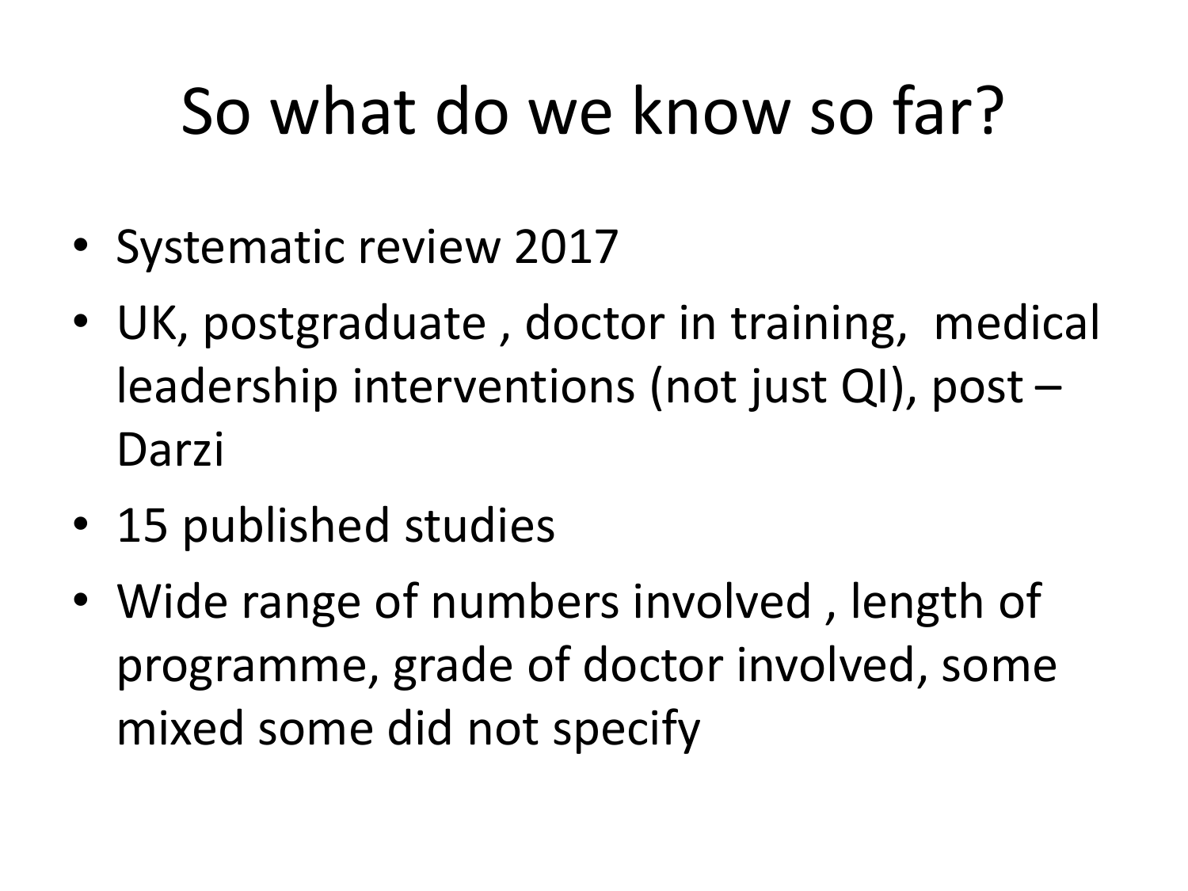# So what do we know so far?

- Systematic review 2017
- UK, postgraduate , doctor in training, medical leadership interventions (not just QI), post – Darzi
- 15 published studies
- Wide range of numbers involved , length of programme, grade of doctor involved, some mixed some did not specify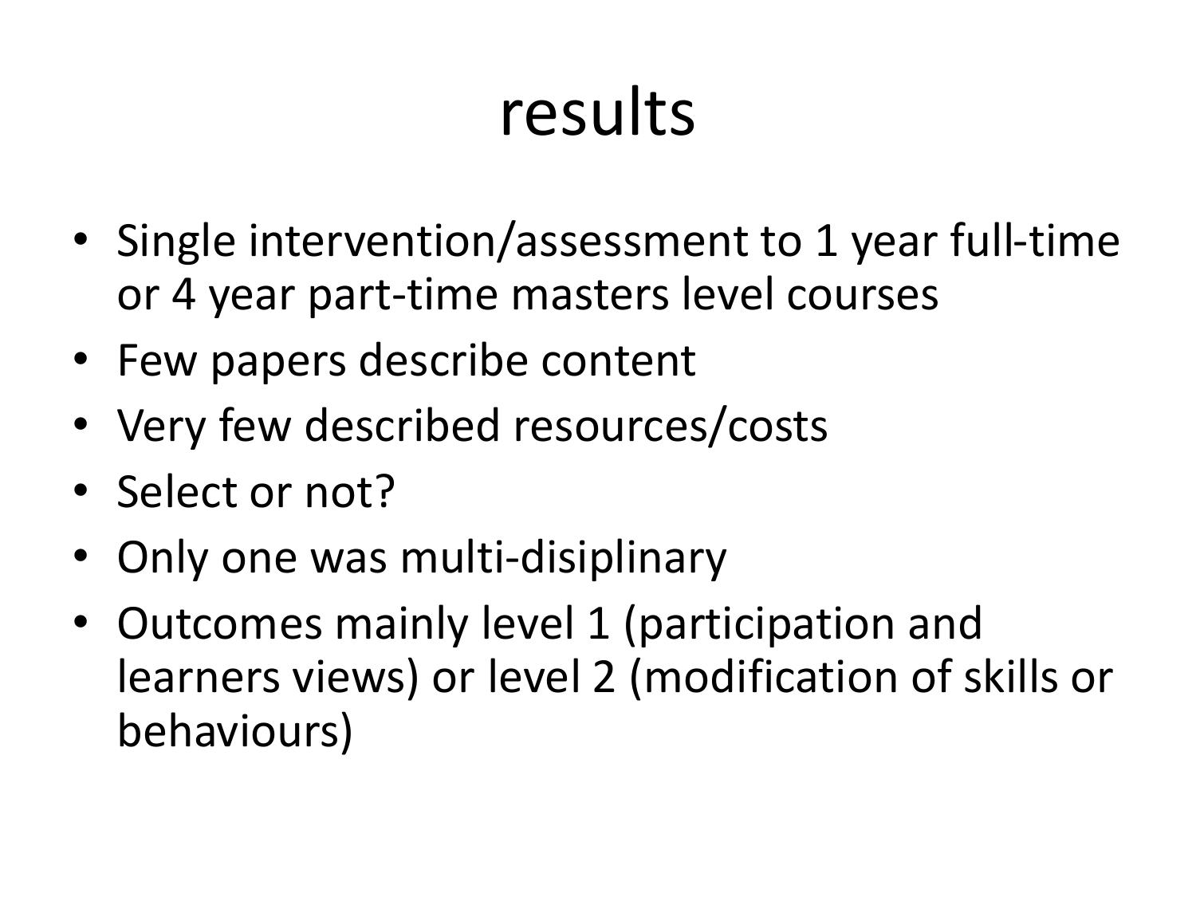# results

- Single intervention/assessment to 1 year full-time or 4 year part-time masters level courses
- Few papers describe content
- Very few described resources/costs
- Select or not?
- Only one was multi-disiplinary
- Outcomes mainly level 1 (participation and learners views) or level 2 (modification of skills or behaviours)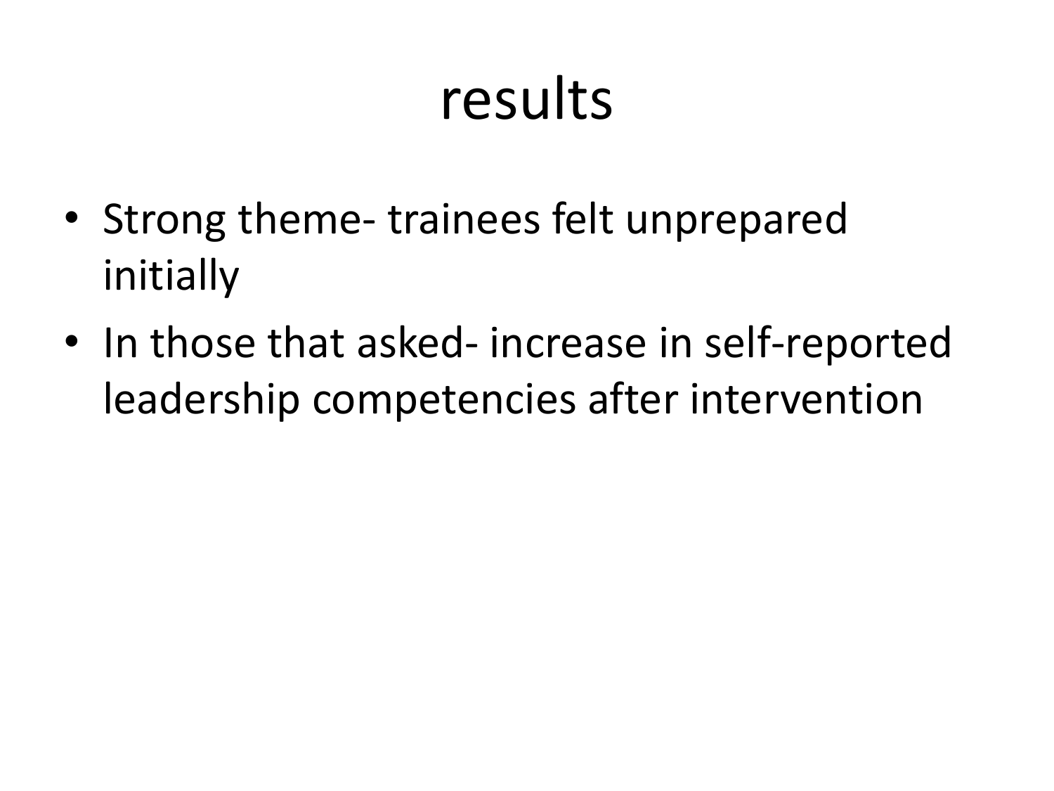# results

- Strong theme- trainees felt unprepared initially
- In those that asked- increase in self-reported leadership competencies after intervention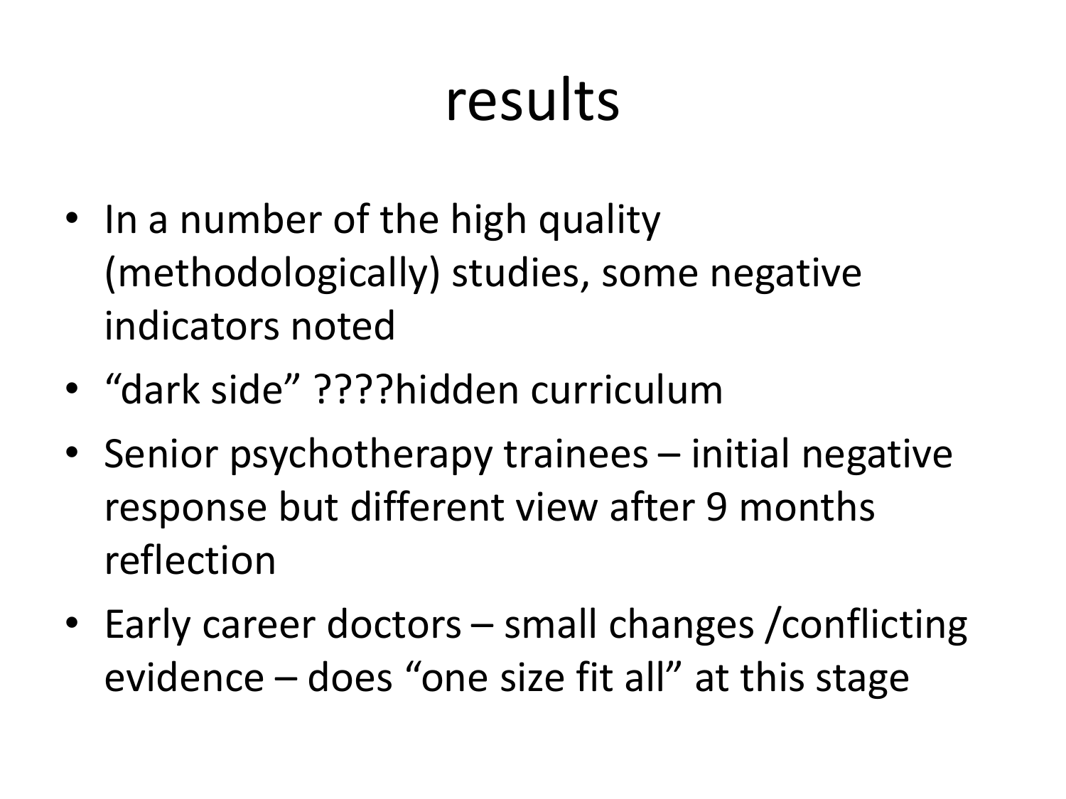# results

- In a number of the high quality (methodologically) studies, some negative indicators noted
- “dark side” ????hidden curriculum
- Senior psychotherapy trainees – initial negative response but different view after 9 months reflection
- Early career doctors – small changes /conflicting evidence – does “one size fit all” at this stage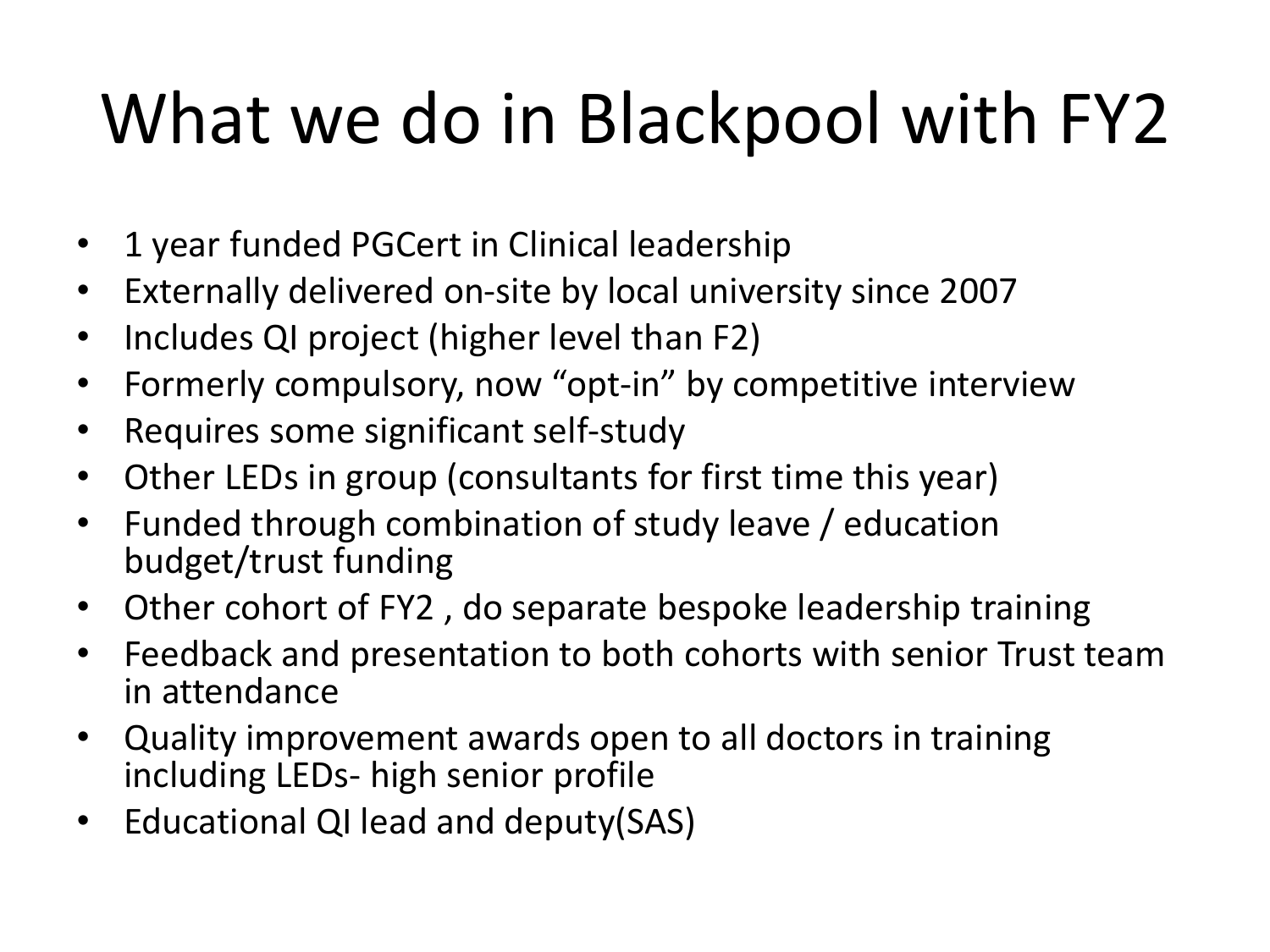# What we do in Blackpool with FY2

- 1 year funded PGCert in Clinical leadership
- Externally delivered on-site by local university since 2007
- Includes QI project (higher level than F2)
- Formerly compulsory, now "opt-in" by competitive interview
- Requires some significant self-study
- Other LEDs in group (consultants for first time this year)
- Funded through combination of study leave / education budget/trust funding
- Other cohort of FY2 , do separate bespoke leadership training
- Feedback and presentation to both cohorts with senior Trust team in attendance
- Quality improvement awards open to all doctors in training including LEDs- high senior profile
- Educational QI lead and deputy(SAS)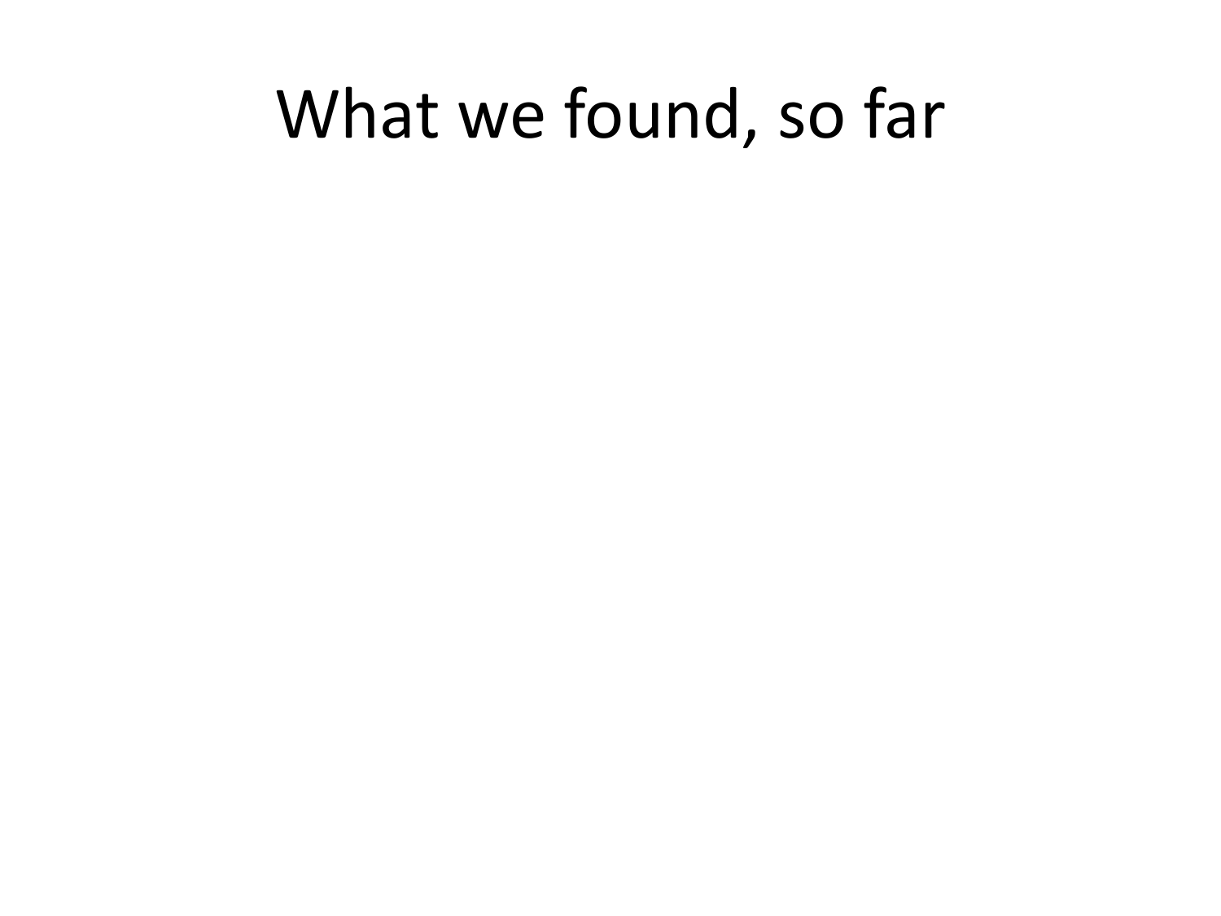# What we found, so far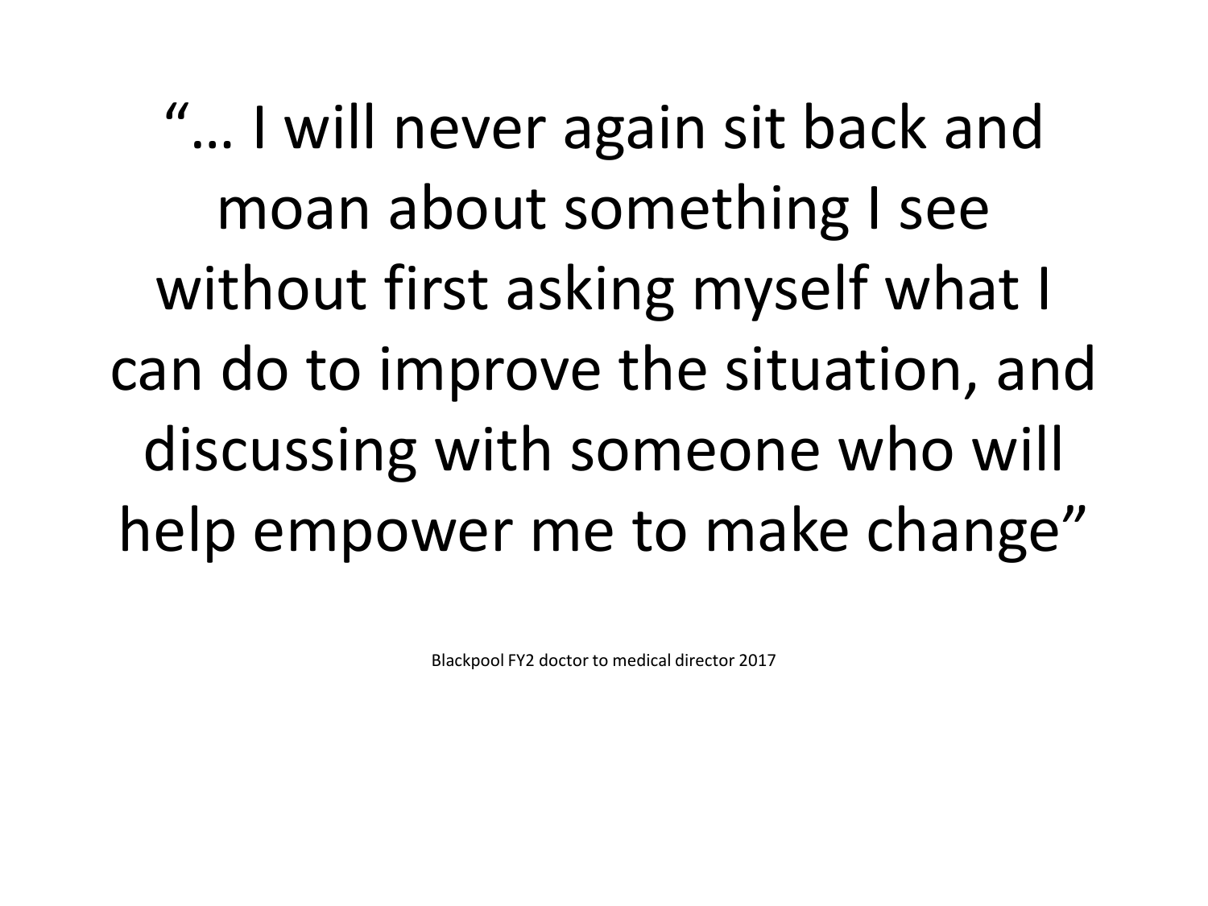"… I will never again sit back and moan about something I see without first asking myself what I can do to improve the situation, and discussing with someone who will help empower me to make change"

Blackpool FY2 doctor to medical director 2017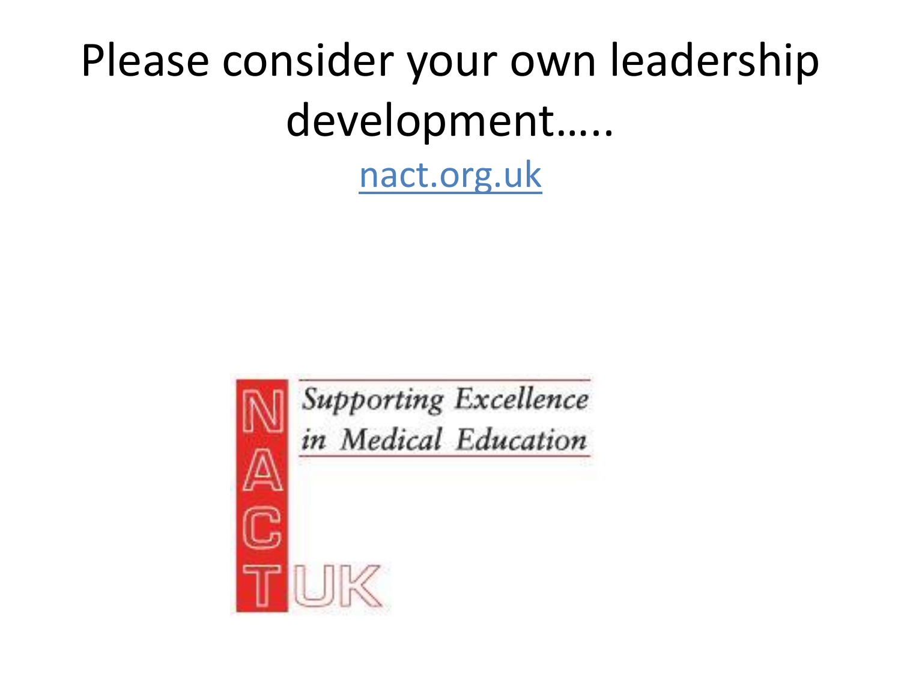# Please consider your own leadership development…..

nact.org.uk

NACT UK

*Supporting Excellence in Medical Education*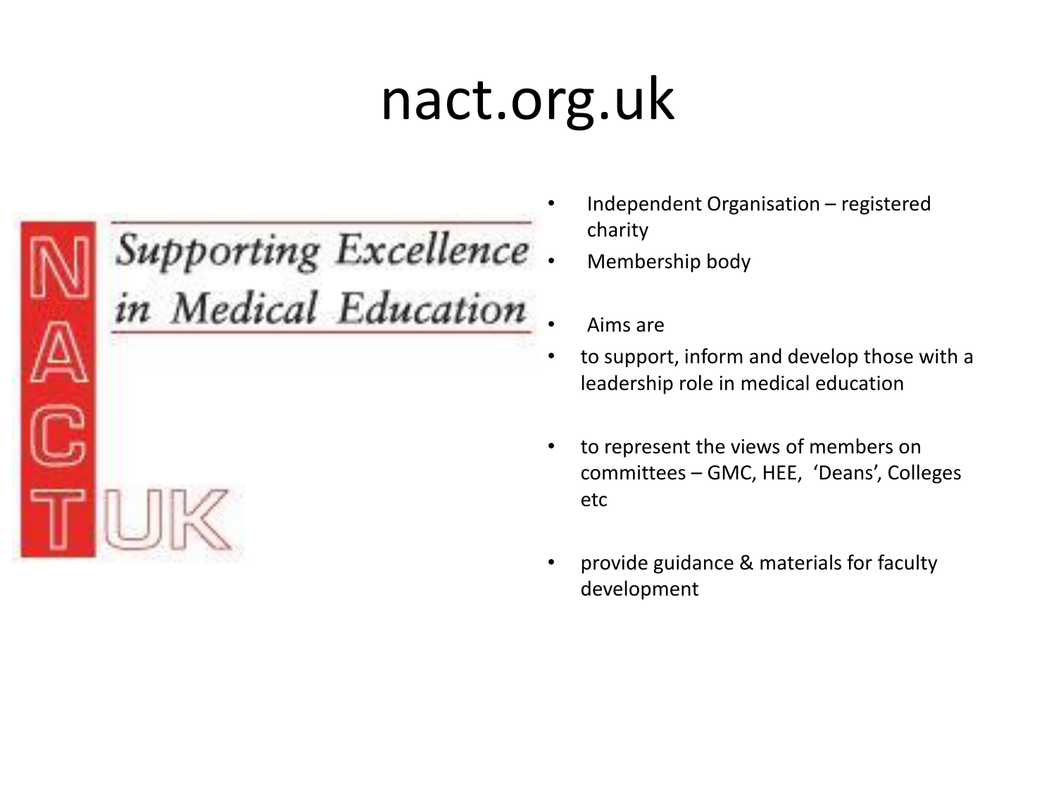# nact.org.uk

- Independent Organisation – registered charity
- Membership body
- Aims are
- to support, inform and develop those with a leadership role in medical education
- to represent the views of members on committees – GMC, HEE, 'Deans', Colleges etc
- provide guidance & materials for faculty development